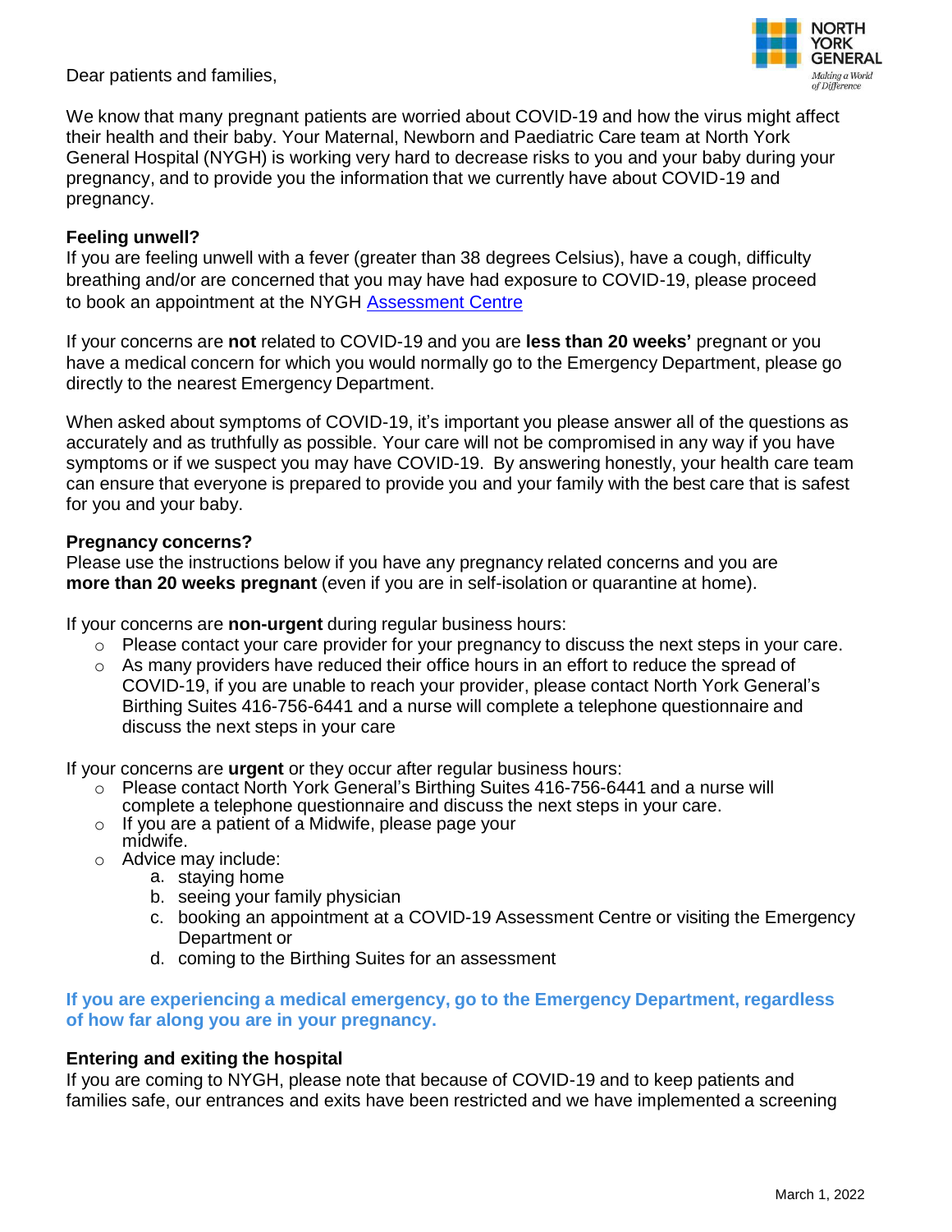Dear patients and families,

We know that many pregnant patients are worried about COVID-19 and how the virus might affect their health and their baby. Your Maternal, Newborn and Paediatric Care team at North York General Hospital (NYGH) is working very hard to decrease risks to you and your baby during your pregnancy, and to provide you the information that we currently have about COVID-19 and pregnancy.

**Feeling unwell?**
If you are feeling unwell with a fever (greater than 38 degrees Celsius), have a cough, difficulty breathing and/or are concerned that you may have had exposure to COVID-19, please proceed to book an appointment at the NYGH Assessment Centre

If your concerns are **not** related to COVID-19 and you are **less than 20 weeks'** pregnant or you have a medical concern for which you would normally go to the Emergency Department, please go directly to the nearest Emergency Department.

When asked about symptoms of COVID-19, it's important you please answer all of the questions as accurately and as truthfully as possible. Your care will not be compromised in any way if you have symptoms or if we suspect you may have COVID-19. By answering honestly, your health care team can ensure that everyone is prepared to provide you and your family with the best care that is safest for you and your baby.

**Pregnancy concerns?**
Please use the instructions below if you have any pregnancy related concerns and you are **more than 20 weeks pregnant** (even if you are in self-isolation or quarantine at home).

If your concerns are **non-urgent** during regular business hours:

- Please contact your care provider for your pregnancy to discuss the next steps in your care.
- As many providers have reduced their office hours in an effort to reduce the spread of COVID-19, if you are unable to reach your provider, please contact North York General's Birthing Suites 416-756-6441 and a nurse will complete a telephone questionnaire and discuss the next steps in your care

If your concerns are **urgent** or they occur after regular business hours:

- Please contact North York General's Birthing Suites 416-756-6441 and a nurse will complete a telephone questionnaire and discuss the next steps in your care.
- If you are a patient of a Midwife, please page your midwife.
- Advice may include:
  a. staying home
  b. seeing your family physician
  c. booking an appointment at a COVID-19 Assessment Centre or visiting the Emergency Department or
  d. coming to the Birthing Suites for an assessment

**If you are experiencing a medical emergency, go to the Emergency Department, regardless of how far along you are in your pregnancy.**

**Entering and exiting the hospital**
If you are coming to NYGH, please note that because of COVID-19 and to keep patients and families safe, our entrances and exits have been restricted and we have implemented a screening

March 1, 2022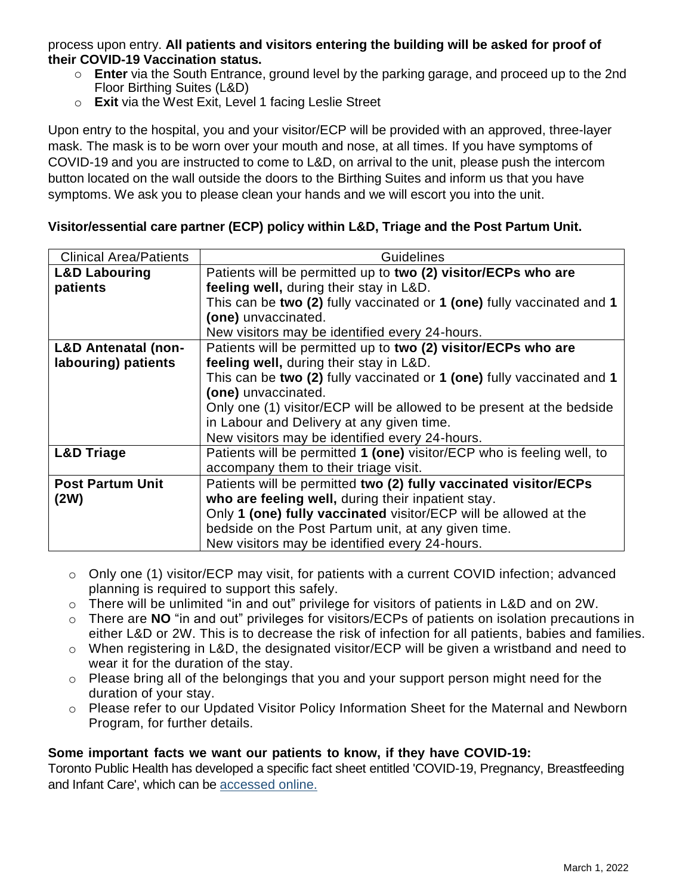process upon entry. **All patients and visitors entering the building will be asked for proof of their COVID-19 Vaccination status.**

- **Enter** via the South Entrance, ground level by the parking garage, and proceed up to the 2nd Floor Birthing Suites (L&D)
- **Exit** via the West Exit, Level 1 facing Leslie Street

Upon entry to the hospital, you and your visitor/ECP will be provided with an approved, three-layer mask. The mask is to be worn over your mouth and nose, at all times. If you have symptoms of COVID-19 and you are instructed to come to L&D, on arrival to the unit, please push the intercom button located on the wall outside the doors to the Birthing Suites and inform us that you have symptoms. We ask you to please clean your hands and we will escort you into the unit.

**Visitor/essential care partner (ECP) policy within L&D, Triage and the Post Partum Unit.**

| Clinical Area/Patients | Guidelines |
|---|---|
| **L&D Labouring patients** | Patients will be permitted up to **two (2) visitor/ECPs who are feeling well,** during their stay in L&D.<br>This can be **two (2)** fully vaccinated or **1 (one)** fully vaccinated and **1 (one)** unvaccinated.<br>New visitors may be identified every 24-hours. |
| **L&D Antenatal (non-labouring) patients** | Patients will be permitted up to **two (2) visitor/ECPs who are feeling well,** during their stay in L&D.<br>This can be **two (2)** fully vaccinated or **1 (one)** fully vaccinated and **1 (one)** unvaccinated.<br>Only one (1) visitor/ECP will be allowed to be present at the bedside in Labour and Delivery at any given time.<br>New visitors may be identified every 24-hours. |
| **L&D Triage** | Patients will be permitted **1 (one)** visitor/ECP who is feeling well, to accompany them to their triage visit. |
| **Post Partum Unit (2W)** | Patients will be permitted **two (2) fully vaccinated visitor/ECPs who are feeling well,** during their inpatient stay.<br>Only **1 (one) fully vaccinated** visitor/ECP will be allowed at the bedside on the Post Partum unit, at any given time.<br>New visitors may be identified every 24-hours. |

- Only one (1) visitor/ECP may visit, for patients with a current COVID infection; advanced planning is required to support this safely.
- There will be unlimited "in and out" privilege for visitors of patients in L&D and on 2W.
- There are **NO** "in and out" privileges for visitors/ECPs of patients on isolation precautions in either L&D or 2W. This is to decrease the risk of infection for all patients, babies and families.
- When registering in L&D, the designated visitor/ECP will be given a wristband and need to wear it for the duration of the stay.
- Please bring all of the belongings that you and your support person might need for the duration of your stay.
- Please refer to our Updated Visitor Policy Information Sheet for the Maternal and Newborn Program, for further details.

**Some important facts we want our patients to know, if they have COVID-19:**

Toronto Public Health has developed a specific fact sheet entitled 'COVID-19, Pregnancy, Breastfeeding and Infant Care', which can be accessed online.

March 1, 2022